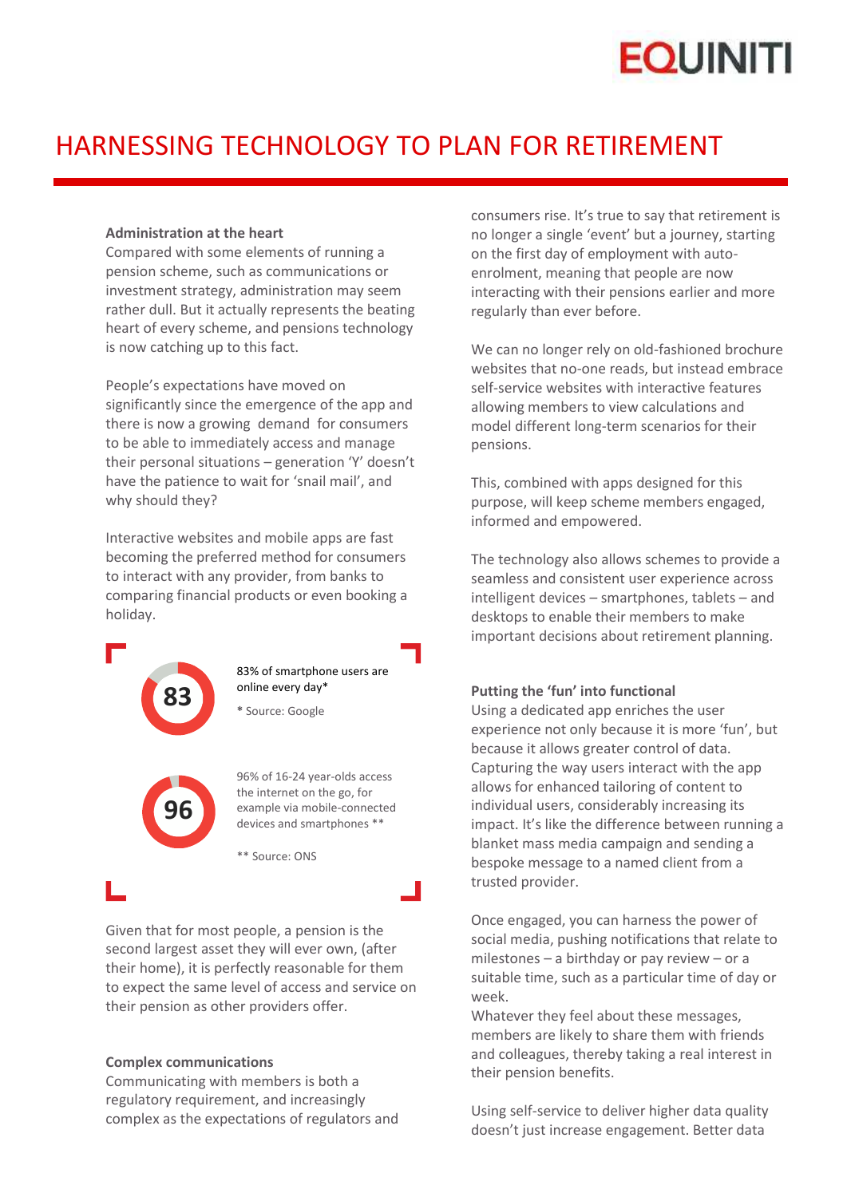# HARNESSING TECHNOLOGY TO PLAN FOR RETIREMENT

**Administration at the heart**

Compared with some elements of running a pension scheme, such as communications or investment strategy, administration may seem rather dull. But it actually represents the beating heart of every scheme, and pensions technology is now catching up to this fact.

People's expectations have moved on significantly since the emergence of the app and there is now a growing demand for consumers to be able to immediately access and manage their personal situations – generation 'Y' doesn't have the patience to wait for 'snail mail', and why should they?

Interactive websites and mobile apps are fast becoming the preferred method for consumers to interact with any provider, from banks to comparing financial products or even booking a holiday.

**83**

83% of smartphone users are online every day*

* Source: Google

**96**

96% of 16-24 year-olds access the internet on the go, for example via mobile-connected devices and smartphones **

** Source: ONS

Given that for most people, a pension is the second largest asset they will ever own, (after their home), it is perfectly reasonable for them to expect the same level of access and service on their pension as other providers offer.

**Complex communications**

Communicating with members is both a regulatory requirement, and increasingly complex as the expectations of regulators and consumers rise. It's true to say that retirement is no longer a single 'event' but a journey, starting on the first day of employment with auto-enrolment, meaning that people are now interacting with their pensions earlier and more regularly than ever before.

We can no longer rely on old-fashioned brochure websites that no-one reads, but instead embrace self-service websites with interactive features allowing members to view calculations and model different long-term scenarios for their pensions.

This, combined with apps designed for this purpose, will keep scheme members engaged, informed and empowered.

The technology also allows schemes to provide a seamless and consistent user experience across intelligent devices – smartphones, tablets – and desktops to enable their members to make important decisions about retirement planning.

**Putting the 'fun' into functional**

Using a dedicated app enriches the user experience not only because it is more 'fun', but because it allows greater control of data. Capturing the way users interact with the app allows for enhanced tailoring of content to individual users, considerably increasing its impact. It's like the difference between running a blanket mass media campaign and sending a bespoke message to a named client from a trusted provider.

Once engaged, you can harness the power of social media, pushing notifications that relate to milestones – a birthday or pay review – or a suitable time, such as a particular time of day or week.

Whatever they feel about these messages, members are likely to share them with friends and colleagues, thereby taking a real interest in their pension benefits.

Using self-service to deliver higher data quality doesn't just increase engagement. Better data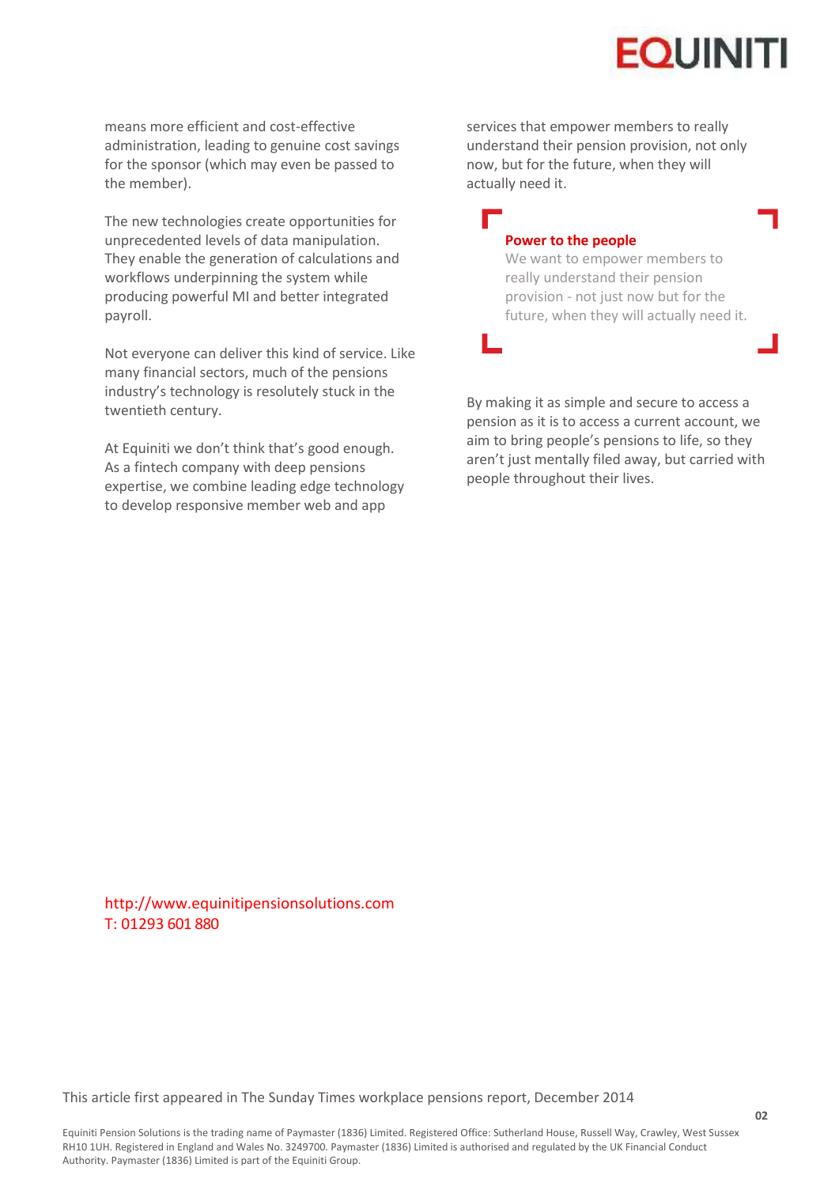means more efficient and cost-effective administration, leading to genuine cost savings for the sponsor (which may even be passed to the member).

The new technologies create opportunities for unprecedented levels of data manipulation. They enable the generation of calculations and workflows underpinning the system while producing powerful MI and better integrated payroll.

Not everyone can deliver this kind of service. Like many financial sectors, much of the pensions industry's technology is resolutely stuck in the twentieth century.

At Equiniti we don't think that's good enough. As a fintech company with deep pensions expertise, we combine leading edge technology to develop responsive member web and app services that empower members to really understand their pension provision, not only now, but for the future, when they will actually need it.

> **Power to the people**
>
> We want to empower members to really understand their pension provision - not just now but for the future, when they will actually need it.

By making it as simple and secure to access a pension as it is to access a current account, we aim to bring people's pensions to life, so they aren't just mentally filed away, but carried with people throughout their lives.

http://www.equinitipensionsolutions.com
T: 01293 601 880

This article first appeared in The Sunday Times workplace pensions report, December 2014

Equiniti Pension Solutions is the trading name of Paymaster (1836) Limited. Registered Office: Sutherland House, Russell Way, Crawley, West Sussex RH10 1UH. Registered in England and Wales No. 3249700. Paymaster (1836) Limited is authorised and regulated by the UK Financial Conduct Authority. Paymaster (1836) Limited is part of the Equiniti Group.